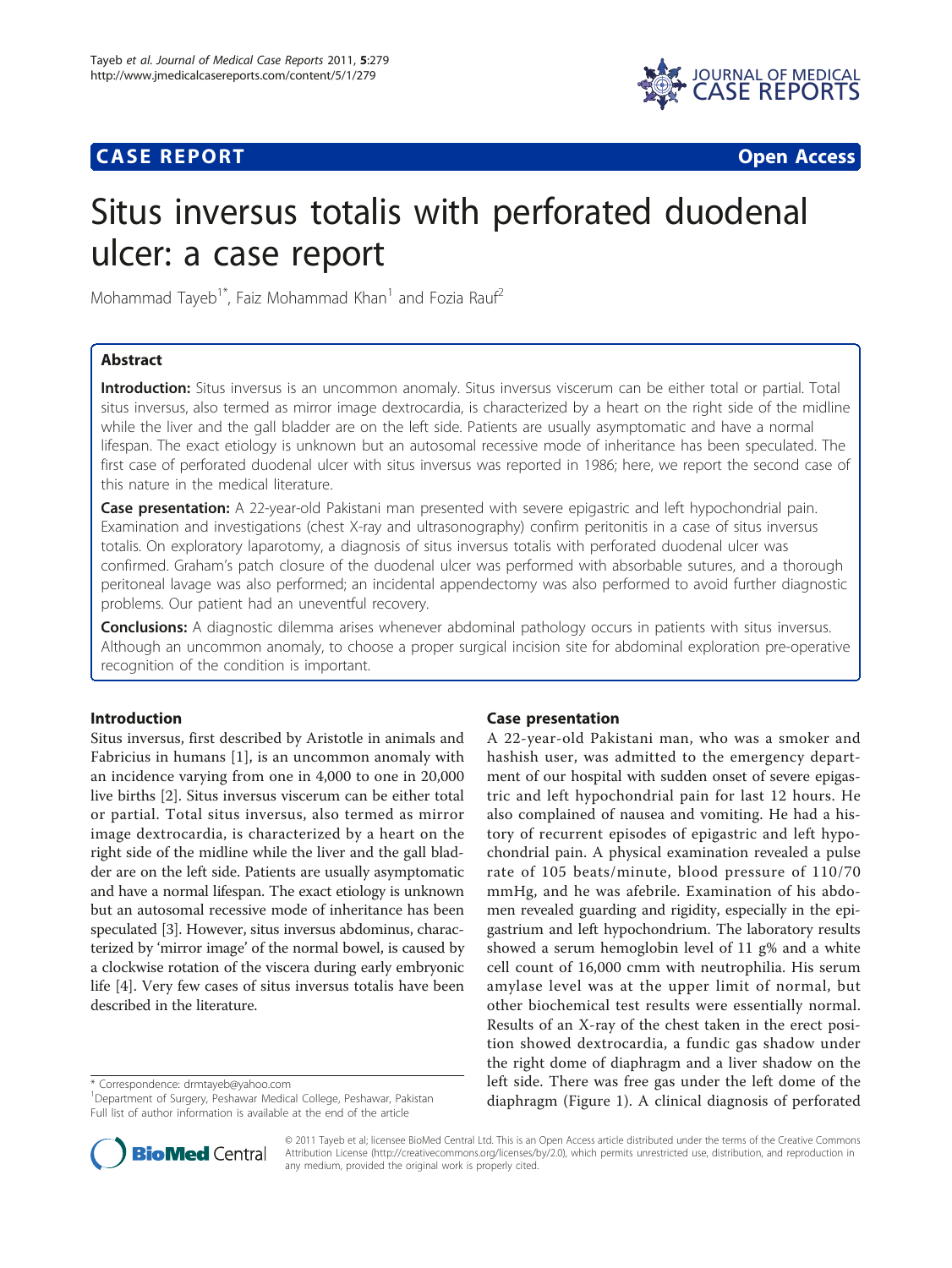**CASE REPORT** **Open Access**

# Situs inversus totalis with perforated duodenal ulcer: a case report

Mohammad Tayeb[1*], Faiz Mohammad Khan[1] and Fozia Rauf[2]

## Abstract

**Introduction:** Situs inversus is an uncommon anomaly. Situs inversus viscerum can be either total or partial. Total situs inversus, also termed as mirror image dextrocardia, is characterized by a heart on the right side of the midline while the liver and the gall bladder are on the left side. Patients are usually asymptomatic and have a normal lifespan. The exact etiology is unknown but an autosomal recessive mode of inheritance has been speculated. The first case of perforated duodenal ulcer with situs inversus was reported in 1986; here, we report the second case of this nature in the medical literature.

**Case presentation:** A 22-year-old Pakistani man presented with severe epigastric and left hypochondrial pain. Examination and investigations (chest X-ray and ultrasonography) confirm peritonitis in a case of situs inversus totalis. On exploratory laparotomy, a diagnosis of situs inversus totalis with perforated duodenal ulcer was confirmed. Graham's patch closure of the duodenal ulcer was performed with absorbable sutures, and a thorough peritoneal lavage was also performed; an incidental appendectomy was also performed to avoid further diagnostic problems. Our patient had an uneventful recovery.

**Conclusions:** A diagnostic dilemma arises whenever abdominal pathology occurs in patients with situs inversus. Although an uncommon anomaly, to choose a proper surgical incision site for abdominal exploration pre-operative recognition of the condition is important.

## Introduction

Situs inversus, first described by Aristotle in animals and Fabricius in humans [1], is an uncommon anomaly with an incidence varying from one in 4,000 to one in 20,000 live births [2]. Situs inversus viscerum can be either total or partial. Total situs inversus, also termed as mirror image dextrocardia, is characterized by a heart on the right side of the midline while the liver and the gall bladder are on the left side. Patients are usually asymptomatic and have a normal lifespan. The exact etiology is unknown but an autosomal recessive mode of inheritance has been speculated [3]. However, situs inversus abdominus, characterized by 'mirror image' of the normal bowel, is caused by a clockwise rotation of the viscera during early embryonic life [4]. Very few cases of situs inversus totalis have been described in the literature.

## Case presentation

A 22-year-old Pakistani man, who was a smoker and hashish user, was admitted to the emergency department of our hospital with sudden onset of severe epigastric and left hypochondrial pain for last 12 hours. He also complained of nausea and vomiting. He had a history of recurrent episodes of epigastric and left hypochondrial pain. A physical examination revealed a pulse rate of 105 beats/minute, blood pressure of 110/70 mmHg, and he was afebrile. Examination of his abdomen revealed guarding and rigidity, especially in the epigastrium and left hypochondrium. The laboratory results showed a serum hemoglobin level of 11 g% and a white cell count of 16,000 cmm with neutrophilia. His serum amylase level was at the upper limit of normal, but other biochemical test results were essentially normal. Results of an X-ray of the chest taken in the erect position showed dextrocardia, a fundic gas shadow under the right dome of diaphragm and a liver shadow on the left side. There was free gas under the left dome of the diaphragm (Figure 1). A clinical diagnosis of perforated

\* Correspondence: drmtayeb@yahoo.com
[1]Department of Surgery, Peshawar Medical College, Peshawar, Pakistan
Full list of author information is available at the end of the article

© 2011 Tayeb et al; licensee BioMed Central Ltd. This is an Open Access article distributed under the terms of the Creative Commons Attribution License (http://creativecommons.org/licenses/by/2.0), which permits unrestricted use, distribution, and reproduction in any medium, provided the original work is properly cited.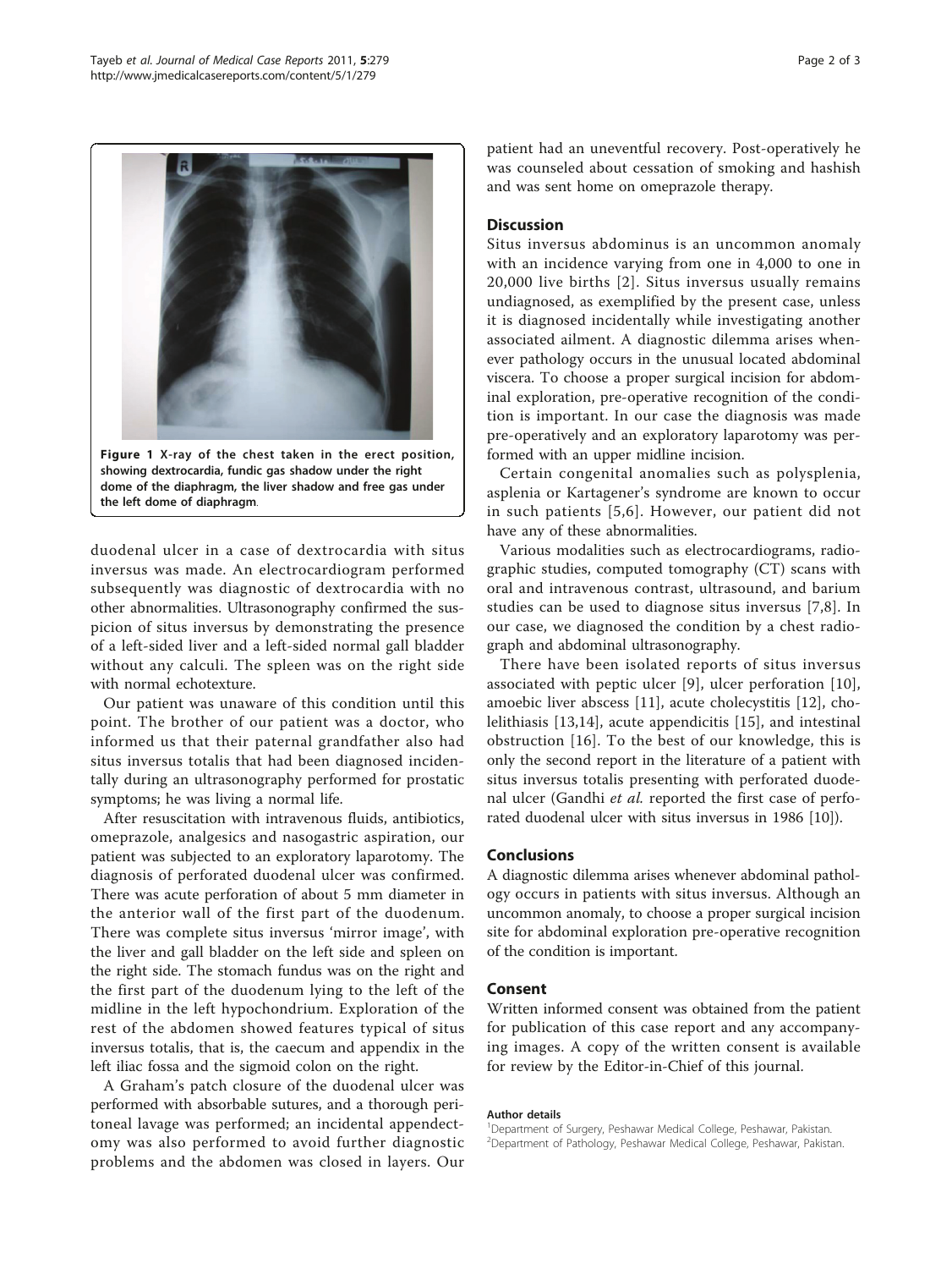Figure 1 X-ray of the chest taken in the erect position, showing dextrocardia, fundic gas shadow under the right dome of the diaphragm, the liver shadow and free gas under the left dome of diaphragm.

duodenal ulcer in a case of dextrocardia with situs inversus was made. An electrocardiogram performed subsequently was diagnostic of dextrocardia with no other abnormalities. Ultrasonography confirmed the suspicion of situs inversus by demonstrating the presence of a left-sided liver and a left-sided normal gall bladder without any calculi. The spleen was on the right side with normal echotexture.

Our patient was unaware of this condition until this point. The brother of our patient was a doctor, who informed us that their paternal grandfather also had situs inversus totalis that had been diagnosed incidentally during an ultrasonography performed for prostatic symptoms; he was living a normal life.

After resuscitation with intravenous fluids, antibiotics, omeprazole, analgesics and nasogastric aspiration, our patient was subjected to an exploratory laparotomy. The diagnosis of perforated duodenal ulcer was confirmed. There was acute perforation of about 5 mm diameter in the anterior wall of the first part of the duodenum. There was complete situs inversus 'mirror image', with the liver and gall bladder on the left side and spleen on the right side. The stomach fundus was on the right and the first part of the duodenum lying to the left of the midline in the left hypochondrium. Exploration of the rest of the abdomen showed features typical of situs inversus totalis, that is, the caecum and appendix in the left iliac fossa and the sigmoid colon on the right.

A Graham's patch closure of the duodenal ulcer was performed with absorbable sutures, and a thorough peritoneal lavage was performed; an incidental appendectomy was also performed to avoid further diagnostic problems and the abdomen was closed in layers. Our patient had an uneventful recovery. Post-operatively he was counseled about cessation of smoking and hashish and was sent home on omeprazole therapy.

## Discussion

Situs inversus abdominus is an uncommon anomaly with an incidence varying from one in 4,000 to one in 20,000 live births [2]. Situs inversus usually remains undiagnosed, as exemplified by the present case, unless it is diagnosed incidentally while investigating another associated ailment. A diagnostic dilemma arises whenever pathology occurs in the unusual located abdominal viscera. To choose a proper surgical incision for abdominal exploration, pre-operative recognition of the condition is important. In our case the diagnosis was made pre-operatively and an exploratory laparotomy was performed with an upper midline incision.

Certain congenital anomalies such as polysplenia, asplenia or Kartagener's syndrome are known to occur in such patients [5,6]. However, our patient did not have any of these abnormalities.

Various modalities such as electrocardiograms, radiographic studies, computed tomography (CT) scans with oral and intravenous contrast, ultrasound, and barium studies can be used to diagnose situs inversus [7,8]. In our case, we diagnosed the condition by a chest radiograph and abdominal ultrasonography.

There have been isolated reports of situs inversus associated with peptic ulcer [9], ulcer perforation [10], amoebic liver abscess [11], acute cholecystitis [12], cholelithiasis [13,14], acute appendicitis [15], and intestinal obstruction [16]. To the best of our knowledge, this is only the second report in the literature of a patient with situs inversus totalis presenting with perforated duodenal ulcer (Gandhi *et al.* reported the first case of perforated duodenal ulcer with situs inversus in 1986 [10]).

## Conclusions

A diagnostic dilemma arises whenever abdominal pathology occurs in patients with situs inversus. Although an uncommon anomaly, to choose a proper surgical incision site for abdominal exploration pre-operative recognition of the condition is important.

## Consent

Written informed consent was obtained from the patient for publication of this case report and any accompanying images. A copy of the written consent is available for review by the Editor-in-Chief of this journal.

#### Author details

[1]Department of Surgery, Peshawar Medical College, Peshawar, Pakistan.
[2]Department of Pathology, Peshawar Medical College, Peshawar, Pakistan.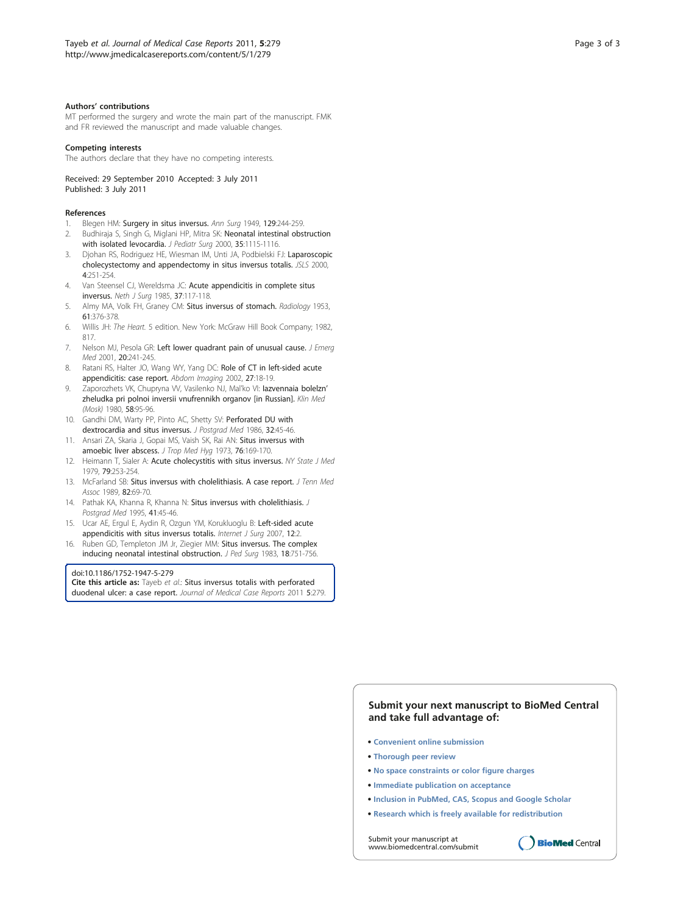### Authors' contributions

MT performed the surgery and wrote the main part of the manuscript. FMK and FR reviewed the manuscript and made valuable changes.

### Competing interests

The authors declare that they have no competing interests.

Received: 29 September 2010 Accepted: 3 July 2011
Published: 3 July 2011

### References

1. Blegen HM: **Surgery in situs inversus.** *Ann Surg* 1949, **129**:244-259.
2. Budhiraja S, Singh G, Miglani HP, Mitra SK: **Neonatal intestinal obstruction with isolated levocardia.** *J Pediatr Surg* 2000, **35**:1115-1116.
3. Djohan RS, Rodriguez HE, Wiesman IM, Unti JA, Podbielski FJ: **Laparoscopic cholecystectomy and appendectomy in situs inversus totalis.** *JSLS* 2000, **4**:251-254.
4. Van Steensel CJ, Wereldsma JC: **Acute appendicitis in complete situs inversus.** *Neth J Surg* 1985, **37**:117-118.
5. Almy MA, Volk FH, Graney CM: **Situs inversus of stomach.** *Radiology* 1953, **61**:376-378.
6. Willis JH: *The Heart.* 5 edition. New York: McGraw Hill Book Company; 1982, 817.
7. Nelson MJ, Pesola GR: **Left lower quadrant pain of unusual cause.** *J Emerg Med* 2001, **20**:241-245.
8. Ratani RS, Halter JO, Wang WY, Yang DC: **Role of CT in left-sided acute appendicitis: case report.** *Abdom Imaging* 2002, **27**:18-19.
9. Zaporozhets VK, Chupryna VV, Vasilenko NJ, Mal'ko VI: **Iazvennaia bolelzn' zheludka pri polnoi inversii vnufrennikh organov [in Russian].** *Klin Med (Mosk)* 1980, **58**:95-96.
10. Gandhi DM, Warty PP, Pinto AC, Shetty SV: **Perforated DU with dextrocardia and situs inversus.** *J Postgrad Med* 1986, **32**:45-46.
11. Ansari ZA, Skaria J, Gopai MS, Vaish SK, Rai AN: **Situs inversus with amoebic liver abscess.** *J Trop Med Hyg* 1973, **76**:169-170.
12. Heimann T, Sialer A: **Acute cholecystitis with situs inversus.** *NY State J Med* 1979, **79**:253-254.
13. McFarland SB: **Situs inversus with cholelithiasis. A case report.** *J Tenn Med Assoc* 1989, **82**:69-70.
14. Pathak KA, Khanna R, Khanna N: **Situs inversus with cholelithiasis.** *J Postgrad Med* 1995, **41**:45-46.
15. Ucar AE, Ergul E, Aydin R, Ozgun YM, Korukluoglu B: **Left-sided acute appendicitis with situs inversus totalis.** *Internet J Surg* 2007, **12**:2.
16. Ruben GD, Templeton JM Jr, Ziegier MM: **Situs inversus. The complex inducing neonatal intestinal obstruction.** *J Ped Surg* 1983, **18**:751-756.

doi:10.1186/1752-1947-5-279
**Cite this article as:** Tayeb *et al.*: Situs inversus totalis with perforated duodenal ulcer: a case report. *Journal of Medical Case Reports* 2011 **5**:279.

**Submit your next manuscript to BioMed Central and take full advantage of:**

- **Convenient online submission**
- **Thorough peer review**
- **No space constraints or color figure charges**
- **Immediate publication on acceptance**
- **Inclusion in PubMed, CAS, Scopus and Google Scholar**
- **Research which is freely available for redistribution**

Submit your manuscript at
www.biomedcentral.com/submit

BioMed Central